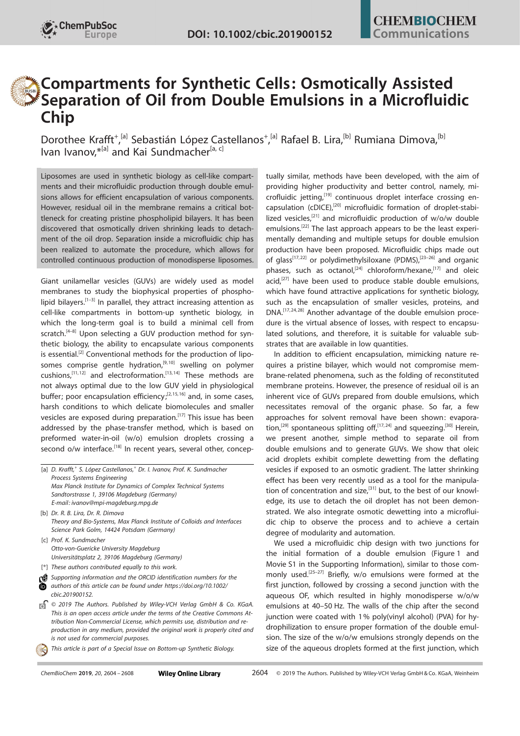# Compartments for Synthetic Cells: Osmotically Assisted Separation of Oil from Double Emulsions in a Microfluidic Chip

Dorothee Krafft+,[a] Sebastián López Castellanos+,[a] Rafael B. Lira,[b] Rumiana Dimova,[b] Ivan Ivanov,*[a] and Kai Sundmacher[a, c]

Liposomes are used in synthetic biology as cell-like compartments and their microfluidic production through double emulsions allows for efficient encapsulation of various components. However, residual oil in the membrane remains a critical bottleneck for creating pristine phospholipid bilayers. It has been discovered that osmotically driven shrinking leads to detachment of the oil drop. Separation inside a microfluidic chip has been realized to automate the procedure, which allows for controlled continuous production of monodisperse liposomes.

Giant unilamellar vesicles (GUVs) are widely used as model membranes to study the biophysical properties of phospholipid bilayers.[1–3] In parallel, they attract increasing attention as cell-like compartments in bottom-up synthetic biology, in which the long-term goal is to build a minimal cell from scratch.[4–8] Upon selecting a GUV production method for synthetic biology, the ability to encapsulate various components is essential.[2] Conventional methods for the production of liposomes comprise gentle hydration,[9,10] swelling on polymer cushions,[11,12] and electroformation.[13,14] These methods are not always optimal due to the low GUV yield in physiological buffer; poor encapsulation efficiency;[2,15,16] and, in some cases, harsh conditions to which delicate biomolecules and smaller vesicles are exposed during preparation.[17] This issue has been addressed by the phase-transfer method, which is based on preformed water-in-oil (w/o) emulsion droplets crossing a second o/w interface.[18] In recent years, several other, conceptually similar, methods have been developed, with the aim of providing higher productivity and better control, namely, microfluidic jetting,[19] continuous droplet interface crossing encapsulation (cDICE),[20] microfluidic formation of droplet-stabilized vesicles,[21] and microfluidic production of w/o/w double emulsions.[22] The last approach appears to be the least experimentally demanding and multiple setups for double emulsion production have been proposed. Microfluidic chips made out of glass[17,22] or polydimethylsiloxane (PDMS),[23–26] and organic phases, such as octanol,[24] chloroform/hexane,[17] and oleic acid,[27] have been used to produce stable double emulsions, which have found attractive applications for synthetic biology, such as the encapsulation of smaller vesicles, proteins, and DNA.[17,24,28] Another advantage of the double emulsion procedure is the virtual absence of losses, with respect to encapsulated solutions, and therefore, it is suitable for valuable substrates that are available in low quantities.

In addition to efficient encapsulation, mimicking nature requires a pristine bilayer, which would not compromise membrane-related phenomena, such as the folding of reconstituted membrane proteins. However, the presence of residual oil is an inherent vice of GUVs prepared from double emulsions, which necessitates removal of the organic phase. So far, a few approaches for solvent removal have been shown: evaporation,[29] spontaneous splitting off,[17,24] and squeezing.[30] Herein, we present another, simple method to separate oil from double emulsions and to generate GUVs. We show that oleic acid droplets exhibit complete dewetting from the deflating vesicles if exposed to an osmotic gradient. The latter shrinking effect has been very recently used as a tool for the manipulation of concentration and size,[31] but, to the best of our knowledge, its use to detach the oil droplet has not been demonstrated. We also integrate osmotic dewetting into a microfluidic chip to observe the process and to achieve a certain degree of modularity and automation.

We used a microfluidic chip design with two junctions for the initial formation of a double emulsion (Figure 1 and Movie S1 in the Supporting Information), similar to those commonly used.[25–27] Briefly, w/o emulsions were formed at the first junction, followed by crossing a second junction with the aqueous OF, which resulted in highly monodisperse w/o/w emulsions at 40–50 Hz. The walls of the chip after the second junction were coated with 1% poly(vinyl alcohol) (PVA) for hydrophilization to ensure proper formation of the double emulsion. The size of the w/o/w emulsions strongly depends on the size of the aqueous droplets formed at the first junction, which

[a] D. Krafft,+ S. López Castellanos,+ Dr. I. Ivanov, Prof. K. Sundmacher
Process Systems Engineering
Max Planck Institute for Dynamics of Complex Technical Systems
Sandtorstrasse 1, 39106 Magdeburg (Germany)
E-mail: ivanov@mpi-magdeburg.mpg.de

[b] Dr. R. B. Lira, Dr. R. Dimova
Theory and Bio-Systems, Max Planck Institute of Colloids and Interfaces
Science Park Golm, 14424 Potsdam (Germany)

[c] Prof. K. Sundmacher
Otto-von-Guericke University Magdeburg
Universitätsplatz 2, 39106 Magdeburg (Germany)

[+] These authors contributed equally to this work.

Supporting information and the ORCID identification numbers for the authors of this article can be found under https://doi.org/10.1002/cbic.201900152.

© 2019 The Authors. Published by Wiley-VCH Verlag GmbH & Co. KGaA. This is an open access article under the terms of the Creative Commons Attribution Non-Commercial License, which permits use, distribution and reproduction in any medium, provided the original work is properly cited and is not used for commercial purposes.

This article is part of a Special Issue on Bottom-up Synthetic Biology.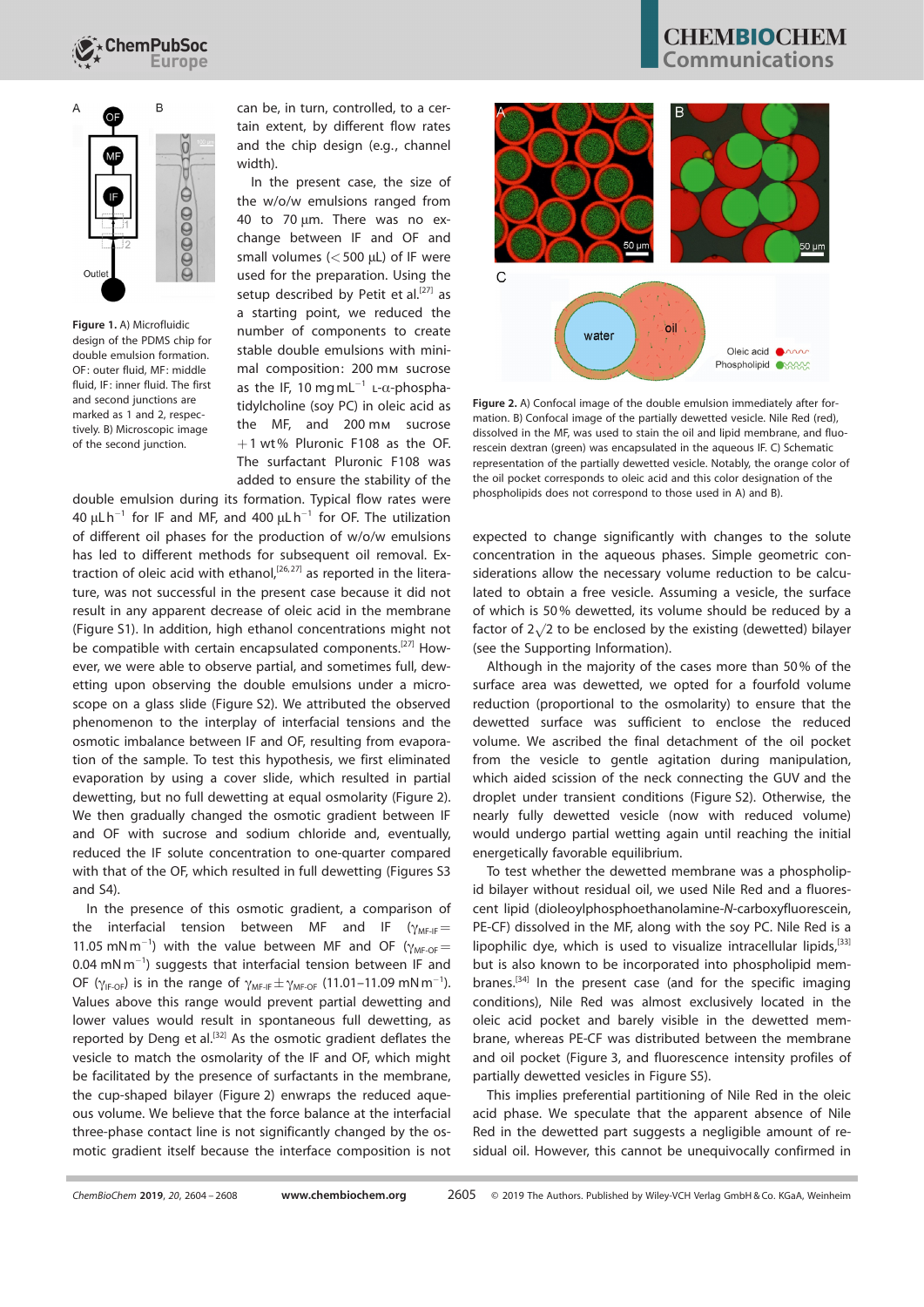Figure 1. A) Microfluidic design of the PDMS chip for double emulsion formation. OF: outer fluid, MF: middle fluid, IF: inner fluid. The first and second junctions are marked as 1 and 2, respectively. B) Microscopic image of the second junction.

can be, in turn, controlled, to a certain extent, by different flow rates and the chip design (e.g., channel width).

In the present case, the size of the w/o/w emulsions ranged from 40 to 70 µm. There was no exchange between IF and OF and small volumes (< 500 µL) of IF were used for the preparation. Using the setup described by Petit et al.[27] as a starting point, we reduced the number of components to create stable double emulsions with minimal composition: 200 mM sucrose as the IF, 10 mg mL$^{-1}$ L-α-phosphatidylcholine (soy PC) in oleic acid as the MF, and 200 mM sucrose + 1 wt % Pluronic F108 as the OF. The surfactant Pluronic F108 was added to ensure the stability of the double emulsion during its formation. Typical flow rates were 40 µL h$^{-1}$ for IF and MF, and 400 µL h$^{-1}$ for OF. The utilization of different oil phases for the production of w/o/w emulsions has led to different methods for subsequent oil removal. Extraction of oleic acid with ethanol,[26,27] as reported in the literature, was not successful in the present case because it did not result in any apparent decrease of oleic acid in the membrane (Figure S1). In addition, high ethanol concentrations might not be compatible with certain encapsulated components.[27] However, we were able to observe partial, and sometimes full, dewetting upon observing the double emulsions under a microscope on a glass slide (Figure S2). We attributed the observed phenomenon to the interplay of interfacial tensions and the osmotic imbalance between IF and OF, resulting from evaporation of the sample. To test this hypothesis, we first eliminated evaporation by using a cover slide, which resulted in partial dewetting, but no full dewetting at equal osmolarity (Figure 2). We then gradually changed the osmotic gradient between IF and OF with sucrose and sodium chloride and, eventually, reduced the IF solute concentration to one-quarter compared with that of the OF, which resulted in full dewetting (Figures S3 and S4).

In the presence of this osmotic gradient, a comparison of the interfacial tension between MF and IF ($\gamma_{MF\text{-}IF}$ = 11.05 mN m$^{-1}$) with the value between MF and OF ($\gamma_{MF\text{-}OF}$ = 0.04 mN m$^{-1}$) suggests that interfacial tension between IF and OF ($\gamma_{IF\text{-}OF}$) is in the range of $\gamma_{MF\text{-}IF} \pm \gamma_{MF\text{-}OF}$ (11.01–11.09 mN m$^{-1}$). Values above this range would prevent partial dewetting and lower values would result in spontaneous full dewetting, as reported by Deng et al.[32] As the osmotic gradient deflates the vesicle to match the osmolarity of the IF and OF, which might be facilitated by the presence of surfactants in the membrane, the cup-shaped bilayer (Figure 2) enwraps the reduced aqueous volume. We believe that the force balance at the interfacial three-phase contact line is not significantly changed by the osmotic gradient itself because the interface composition is not expected to change significantly with changes to the solute concentration in the aqueous phases. Simple geometric considerations allow the necessary volume reduction to be calculated to obtain a free vesicle. Assuming a vesicle, the surface of which is 50 % dewetted, its volume should be reduced by a factor of $2\sqrt{2}$ to be enclosed by the existing (dewetted) bilayer (see the Supporting Information).

Figure 2. A) Confocal image of the double emulsion immediately after formation. B) Confocal image of the partially dewetted vesicle. Nile Red (red), dissolved in the MF, was used to stain the oil and lipid membrane, and fluorescein dextran (green) was encapsulated in the aqueous IF. C) Schematic representation of the partially dewetted vesicle. Notably, the orange color of the oil pocket corresponds to oleic acid and this color designation of the phospholipids does not correspond to those used in A) and B).

Although in the majority of the cases more than 50 % of the surface area was dewetted, we opted for a fourfold volume reduction (proportional to the osmolarity) to ensure that the dewetted surface was sufficient to enclose the reduced volume. We ascribed the final detachment of the oil pocket from the vesicle to gentle agitation during manipulation, which aided scission of the neck connecting the GUV and the droplet under transient conditions (Figure S2). Otherwise, the nearly fully dewetted vesicle (now with reduced volume) would undergo partial wetting again until reaching the initial energetically favorable equilibrium.

To test whether the dewetted membrane was a phospholipid bilayer without residual oil, we used Nile Red and a fluorescent lipid (dioleoylphosphoethanolamine-*N*-carboxyfluorescein, PE-CF) dissolved in the MF, along with the soy PC. Nile Red is a lipophilic dye, which is used to visualize intracellular lipids,[33] but is also known to be incorporated into phospholipid membranes.[34] In the present case (and for the specific imaging conditions), Nile Red was almost exclusively located in the oleic acid pocket and barely visible in the dewetted membrane, whereas PE-CF was distributed between the membrane and oil pocket (Figure 3, and fluorescence intensity profiles of partially dewetted vesicles in Figure S5).

This implies preferential partitioning of Nile Red in the oleic acid phase. We speculate that the apparent absence of Nile Red in the dewetted part suggests a negligible amount of residual oil. However, this cannot be unequivocally confirmed in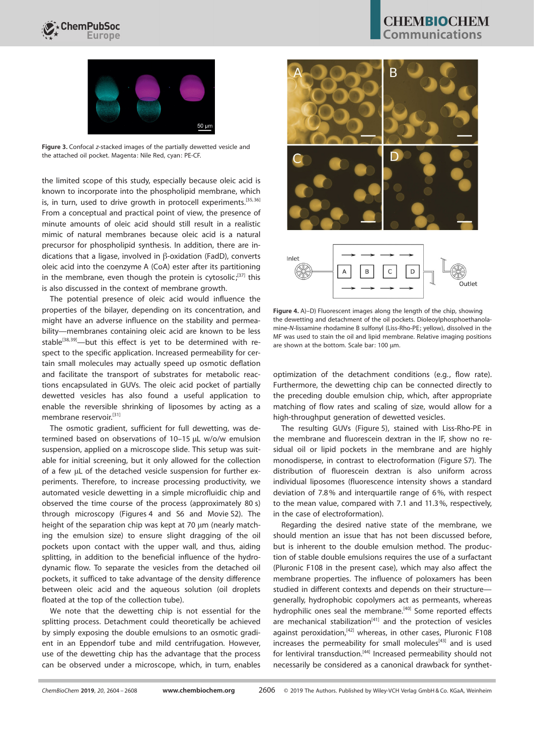Figure 3. Confocal z-stacked images of the partially dewetted vesicle and the attached oil pocket. Magenta: Nile Red, cyan: PE-CF.

the limited scope of this study, especially because oleic acid is known to incorporate into the phospholipid membrane, which is, in turn, used to drive growth in protocell experiments.[35,36] From a conceptual and practical point of view, the presence of minute amounts of oleic acid should still result in a realistic mimic of natural membranes because oleic acid is a natural precursor for phospholipid synthesis. In addition, there are indications that a ligase, involved in β-oxidation (FadD), converts oleic acid into the coenzyme A (CoA) ester after its partitioning in the membrane, even though the protein is cytosolic;[37] this is also discussed in the context of membrane growth.

The potential presence of oleic acid would influence the properties of the bilayer, depending on its concentration, and might have an adverse influence on the stability and permeability—membranes containing oleic acid are known to be less stable[38,39]—but this effect is yet to be determined with respect to the specific application. Increased permeability for certain small molecules may actually speed up osmotic deflation and facilitate the transport of substrates for metabolic reactions encapsulated in GUVs. The oleic acid pocket of partially dewetted vesicles has also found a useful application to enable the reversible shrinking of liposomes by acting as a membrane reservoir.[31]

The osmotic gradient, sufficient for full dewetting, was determined based on observations of 10–15 μL w/o/w emulsion suspension, applied on a microscope slide. This setup was suitable for initial screening, but it only allowed for the collection of a few μL of the detached vesicle suspension for further experiments. Therefore, to increase processing productivity, we automated vesicle dewetting in a simple microfluidic chip and observed the time course of the process (approximately 80 s) through microscopy (Figures 4 and S6 and Movie S2). The height of the separation chip was kept at 70 μm (nearly matching the emulsion size) to ensure slight dragging of the oil pockets upon contact with the upper wall, and thus, aiding splitting, in addition to the beneficial influence of the hydrodynamic flow. To separate the vesicles from the detached oil pockets, it sufficed to take advantage of the density difference between oleic acid and the aqueous solution (oil droplets floated at the top of the collection tube).

We note that the dewetting chip is not essential for the splitting process. Detachment could theoretically be achieved by simply exposing the double emulsions to an osmotic gradient in an Eppendorf tube and mild centrifugation. However, use of the dewetting chip has the advantage that the process can be observed under a microscope, which, in turn, enables

Figure 4. A)–D) Fluorescent images along the length of the chip, showing the dewetting and detachment of the oil pockets. Dioleoylphosphoethanolamine-N-lissamine rhodamine B sulfonyl (Liss-Rho-PE; yellow), dissolved in the MF was used to stain the oil and lipid membrane. Relative imaging positions are shown at the bottom. Scale bar: 100 μm.

optimization of the detachment conditions (e.g., flow rate). Furthermore, the dewetting chip can be connected directly to the preceding double emulsion chip, which, after appropriate matching of flow rates and scaling of size, would allow for a high-throughput generation of dewetted vesicles.

The resulting GUVs (Figure 5), stained with Liss-Rho-PE in the membrane and fluorescein dextran in the IF, show no residual oil or lipid pockets in the membrane and are highly monodisperse, in contrast to electroformation (Figure S7). The distribution of fluorescein dextran is also uniform across individual liposomes (fluorescence intensity shows a standard deviation of 7.8% and interquartile range of 6%, with respect to the mean value, compared with 7.1 and 11.3%, respectively, in the case of electroformation).

Regarding the desired native state of the membrane, we should mention an issue that has not been discussed before, but is inherent to the double emulsion method. The production of stable double emulsions requires the use of a surfactant (Pluronic F108 in the present case), which may also affect the membrane properties. The influence of poloxamers has been studied in different contexts and depends on their structure—generally, hydrophobic copolymers act as permeants, whereas hydrophilic ones seal the membrane.[40] Some reported effects are mechanical stabilization[41] and the protection of vesicles against peroxidation,[42] whereas, in other cases, Pluronic F108 increases the permeability for small molecules[43] and is used for lentiviral transduction.[44] Increased permeability should not necessarily be considered as a canonical drawback for synthet-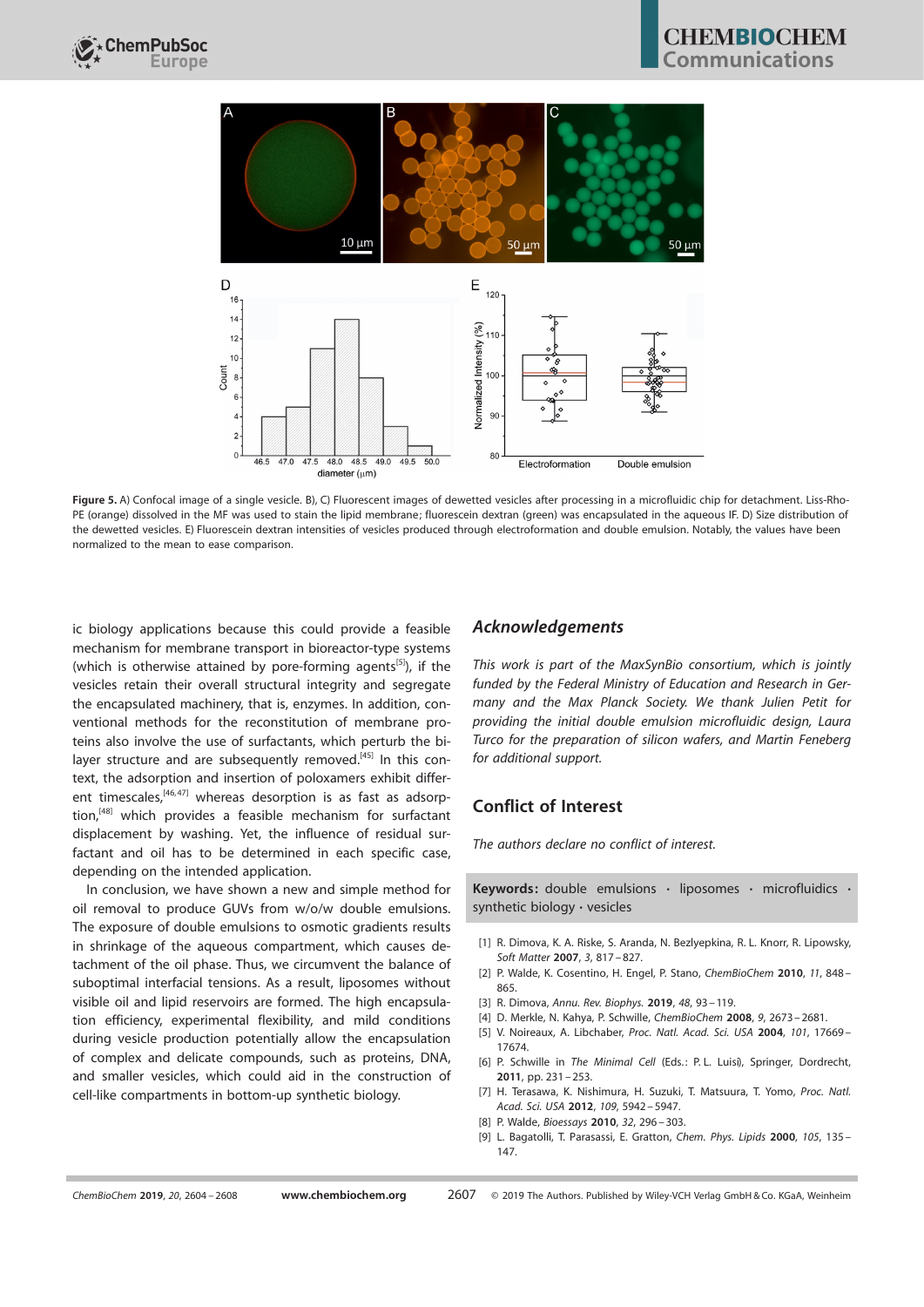Figure 5. A) Confocal image of a single vesicle. B), C) Fluorescent images of dewetted vesicles after processing in a microfluidic chip for detachment. Liss-Rho-PE (orange) dissolved in the MF was used to stain the lipid membrane; fluorescein dextran (green) was encapsulated in the aqueous IF. D) Size distribution of the dewetted vesicles. E) Fluorescein dextran intensities of vesicles produced through electroformation and double emulsion. Notably, the values have been normalized to the mean to ease comparison.

ic biology applications because this could provide a feasible mechanism for membrane transport in bioreactor-type systems (which is otherwise attained by pore-forming agents[5]), if the vesicles retain their overall structural integrity and segregate the encapsulated machinery, that is, enzymes. In addition, conventional methods for the reconstitution of membrane proteins also involve the use of surfactants, which perturb the bilayer structure and are subsequently removed.[45] In this context, the adsorption and insertion of poloxamers exhibit different timescales,[46,47] whereas desorption is as fast as adsorption,[48] which provides a feasible mechanism for surfactant displacement by washing. Yet, the influence of residual surfactant and oil has to be determined in each specific case, depending on the intended application.

In conclusion, we have shown a new and simple method for oil removal to produce GUVs from w/o/w double emulsions. The exposure of double emulsions to osmotic gradients results in shrinkage of the aqueous compartment, which causes detachment of the oil phase. Thus, we circumvent the balance of suboptimal interfacial tensions. As a result, liposomes without visible oil and lipid reservoirs are formed. The high encapsulation efficiency, experimental flexibility, and mild conditions during vesicle production potentially allow the encapsulation of complex and delicate compounds, such as proteins, DNA, and smaller vesicles, which could aid in the construction of cell-like compartments in bottom-up synthetic biology.

## Acknowledgements

*This work is part of the MaxSynBio consortium, which is jointly funded by the Federal Ministry of Education and Research in Germany and the Max Planck Society. We thank Julien Petit for providing the initial double emulsion microfluidic design, Laura Turco for the preparation of silicon wafers, and Martin Feneberg for additional support.*

## Conflict of Interest

*The authors declare no conflict of interest.*

**Keywords:** double emulsions · liposomes · microfluidics · synthetic biology · vesicles

[1] R. Dimova, K. A. Riske, S. Aranda, N. Bezlyepkina, R. L. Knorr, R. Lipowsky, *Soft Matter* **2007**, *3*, 817–827.
[2] P. Walde, K. Cosentino, H. Engel, P. Stano, *ChemBioChem* **2010**, *11*, 848–865.
[3] R. Dimova, *Annu. Rev. Biophys.* **2019**, *48*, 93–119.
[4] D. Merkle, N. Kahya, P. Schwille, *ChemBioChem* **2008**, *9*, 2673–2681.
[5] V. Noireaux, A. Libchaber, *Proc. Natl. Acad. Sci. USA* **2004**, *101*, 17669–17674.
[6] P. Schwille in *The Minimal Cell* (Eds.: P. L. Luisi), Springer, Dordrecht, **2011**, pp. 231–253.
[7] H. Terasawa, K. Nishimura, H. Suzuki, T. Matsuura, T. Yomo, *Proc. Natl. Acad. Sci. USA* **2012**, *109*, 5942–5947.
[8] P. Walde, *Bioessays* **2010**, *32*, 296–303.
[9] L. Bagatolli, T. Parasassi, E. Gratton, *Chem. Phys. Lipids* **2000**, *105*, 135–147.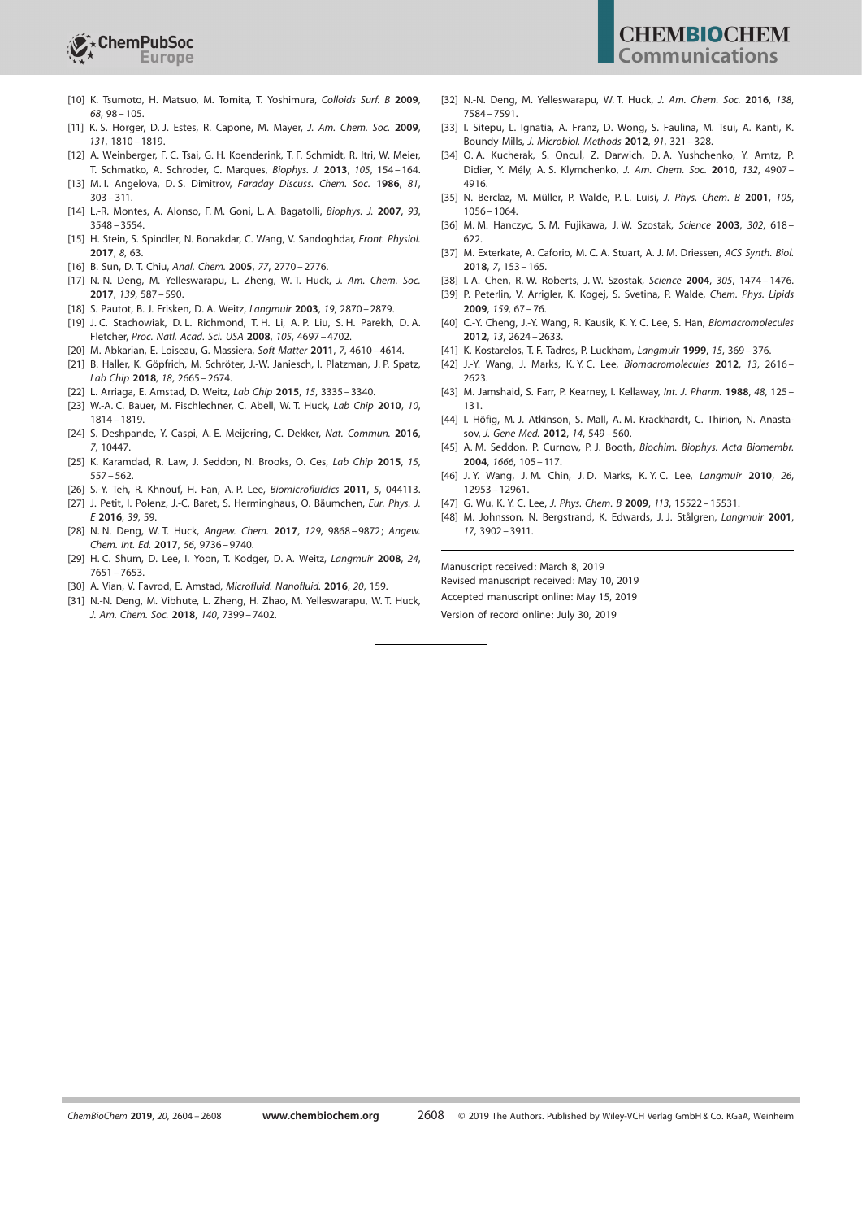[10] K. Tsumoto, H. Matsuo, M. Tomita, T. Yoshimura, *Colloids Surf. B* **2009**, *68*, 98–105.

[11] K. S. Horger, D. J. Estes, R. Capone, M. Mayer, *J. Am. Chem. Soc.* **2009**, *131*, 1810–1819.

[12] A. Weinberger, F. C. Tsai, G. H. Koenderink, T. F. Schmidt, R. Itri, W. Meier, T. Schmatko, A. Schroder, C. Marques, *Biophys. J.* **2013**, *105*, 154–164.

[13] M. I. Angelova, D. S. Dimitrov, *Faraday Discuss. Chem. Soc.* **1986**, *81*, 303–311.

[14] L.-R. Montes, A. Alonso, F. M. Goni, L. A. Bagatolli, *Biophys. J.* **2007**, *93*, 3548–3554.

[15] H. Stein, S. Spindler, N. Bonakdar, C. Wang, V. Sandoghdar, *Front. Physiol.* **2017**, *8*, 63.

[16] B. Sun, D. T. Chiu, *Anal. Chem.* **2005**, *77*, 2770–2776.

[17] N.-N. Deng, M. Yelleswarapu, L. Zheng, W. T. Huck, *J. Am. Chem. Soc.* **2017**, *139*, 587–590.

[18] S. Pautot, B. J. Frisken, D. A. Weitz, *Langmuir* **2003**, *19*, 2870–2879.

[19] J. C. Stachowiak, D. L. Richmond, T. H. Li, A. P. Liu, S. H. Parekh, D. A. Fletcher, *Proc. Natl. Acad. Sci. USA* **2008**, *105*, 4697–4702.

[20] M. Abkarian, E. Loiseau, G. Massiera, *Soft Matter* **2011**, *7*, 4610–4614.

[21] B. Haller, K. Göpfrich, M. Schröter, J.-W. Janiesch, I. Platzman, J. P. Spatz, *Lab Chip* **2018**, *18*, 2665–2674.

[22] L. Arriaga, E. Amstad, D. Weitz, *Lab Chip* **2015**, *15*, 3335–3340.

[23] W.-A. C. Bauer, M. Fischlechner, C. Abell, W. T. Huck, *Lab Chip* **2010**, *10*, 1814–1819.

[24] S. Deshpande, Y. Caspi, A. E. Meijering, C. Dekker, *Nat. Commun.* **2016**, *7*, 10447.

[25] K. Karamdad, R. Law, J. Seddon, N. Brooks, O. Ces, *Lab Chip* **2015**, *15*, 557–562.

[26] S.-Y. Teh, R. Khnouf, H. Fan, A. P. Lee, *Biomicrofluidics* **2011**, *5*, 044113.

[27] J. Petit, I. Polenz, J.-C. Baret, S. Herminghaus, O. Bäumchen, *Eur. Phys. J. E* **2016**, *39*, 59.

[28] N. N. Deng, W. T. Huck, *Angew. Chem.* **2017**, *129*, 9868–9872; *Angew. Chem. Int. Ed.* **2017**, *56*, 9736–9740.

[29] H. C. Shum, D. Lee, I. Yoon, T. Kodger, D. A. Weitz, *Langmuir* **2008**, *24*, 7651–7653.

[30] A. Vian, V. Favrod, E. Amstad, *Microfluid. Nanofluid.* **2016**, *20*, 159.

[31] N.-N. Deng, M. Vibhute, L. Zheng, H. Zhao, M. Yelleswarapu, W. T. Huck, *J. Am. Chem. Soc.* **2018**, *140*, 7399–7402.

[32] N.-N. Deng, M. Yelleswarapu, W. T. Huck, *J. Am. Chem. Soc.* **2016**, *138*, 7584–7591.

[33] I. Sitepu, L. Ignatia, A. Franz, D. Wong, S. Faulina, M. Tsui, A. Kanti, K. Boundy-Mills, *J. Microbiol. Methods* **2012**, *91*, 321–328.

[34] O. A. Kucherak, S. Oncul, Z. Darwich, D. A. Yushchenko, Y. Arntz, P. Didier, Y. Mély, A. S. Klymchenko, *J. Am. Chem. Soc.* **2010**, *132*, 4907–4916.

[35] N. Berclaz, M. Müller, P. Walde, P. L. Luisi, *J. Phys. Chem. B* **2001**, *105*, 1056–1064.

[36] M. M. Hanczyc, S. M. Fujikawa, J. W. Szostak, *Science* **2003**, *302*, 618–622.

[37] M. Exterkate, A. Caforio, M. C. A. Stuart, A. J. M. Driessen, *ACS Synth. Biol.* **2018**, *7*, 153–165.

[38] I. A. Chen, R. W. Roberts, J. W. Szostak, *Science* **2004**, *305*, 1474–1476.

[39] P. Peterlin, V. Arrigler, K. Kogej, S. Svetina, P. Walde, *Chem. Phys. Lipids* **2009**, *159*, 67–76.

[40] C.-Y. Cheng, J.-Y. Wang, R. Kausik, K. Y. C. Lee, S. Han, *Biomacromolecules* **2012**, *13*, 2624–2633.

[41] K. Kostarelos, T. F. Tadros, P. Luckham, *Langmuir* **1999**, *15*, 369–376.

[42] J.-Y. Wang, J. Marks, K. Y. C. Lee, *Biomacromolecules* **2012**, *13*, 2616–2623.

[43] M. Jamshaid, S. Farr, P. Kearney, I. Kellaway, *Int. J. Pharm.* **1988**, *48*, 125–131.

[44] I. Höfig, M. J. Atkinson, S. Mall, A. M. Krackhardt, C. Thirion, N. Anastasov, *J. Gene Med.* **2012**, *14*, 549–560.

[45] A. M. Seddon, P. Curnow, P. J. Booth, *Biochim. Biophys. Acta Biomembr.* **2004**, *1666*, 105–117.

[46] J. Y. Wang, J. M. Chin, J. D. Marks, K. Y. C. Lee, *Langmuir* **2010**, *26*, 12953–12961.

[47] G. Wu, K. Y. C. Lee, *J. Phys. Chem. B* **2009**, *113*, 15522–15531.

[48] M. Johnsson, N. Bergstrand, K. Edwards, J. J. Stålgren, *Langmuir* **2001**, *17*, 3902–3911.

Manuscript received: March 8, 2019
Revised manuscript received: May 10, 2019
Accepted manuscript online: May 15, 2019
Version of record online: July 30, 2019